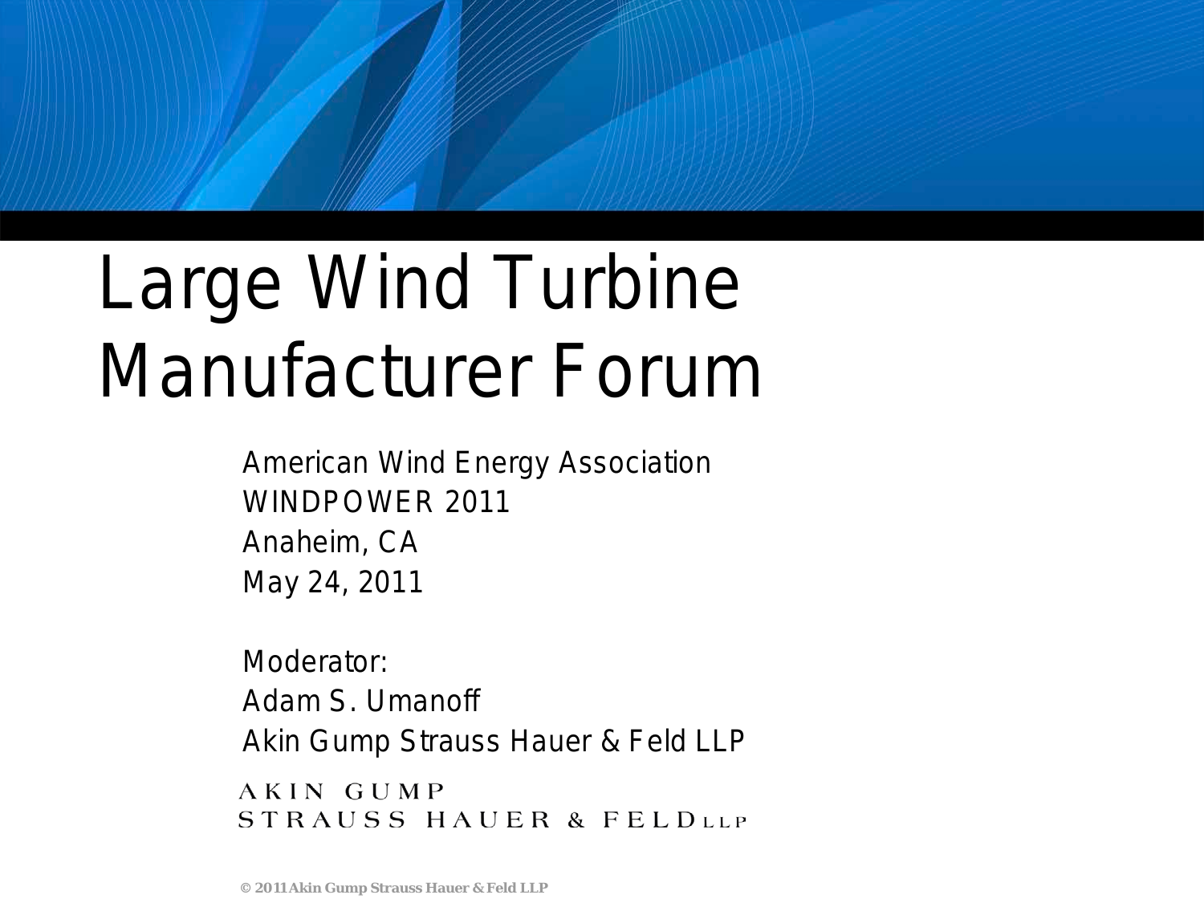# Large Wind Turbine Manufacturer Forum

American Wind Energy Association
WINDPOWER 2011
Anaheim, CA
May 24, 2011

Moderator:
Adam S. Umanoff
Akin Gump Strauss Hauer & Feld LLP

AKIN GUMP
STRAUSS HAUER & FELD LLP

© 2011 Akin Gump Strauss Hauer & Feld LLP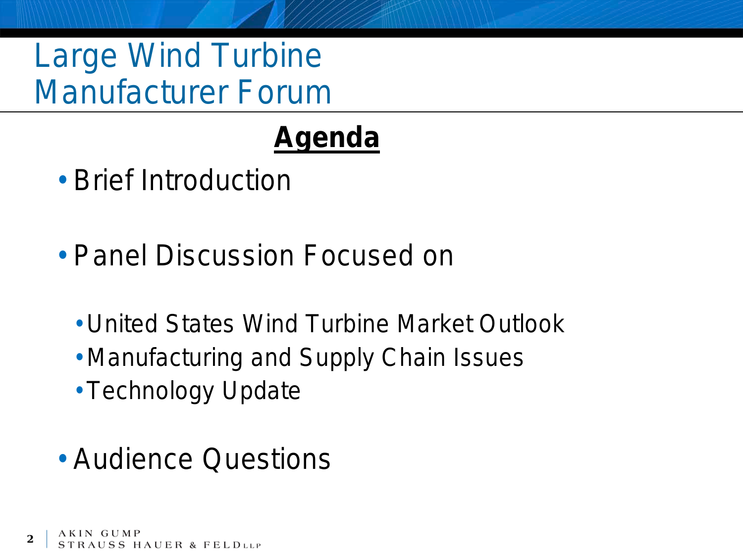# Large Wind Turbine Manufacturer Forum

## Agenda

- Brief Introduction
- Panel Discussion Focused on
  - United States Wind Turbine Market Outlook
  - Manufacturing and Supply Chain Issues
  - Technology Update
- Audience Questions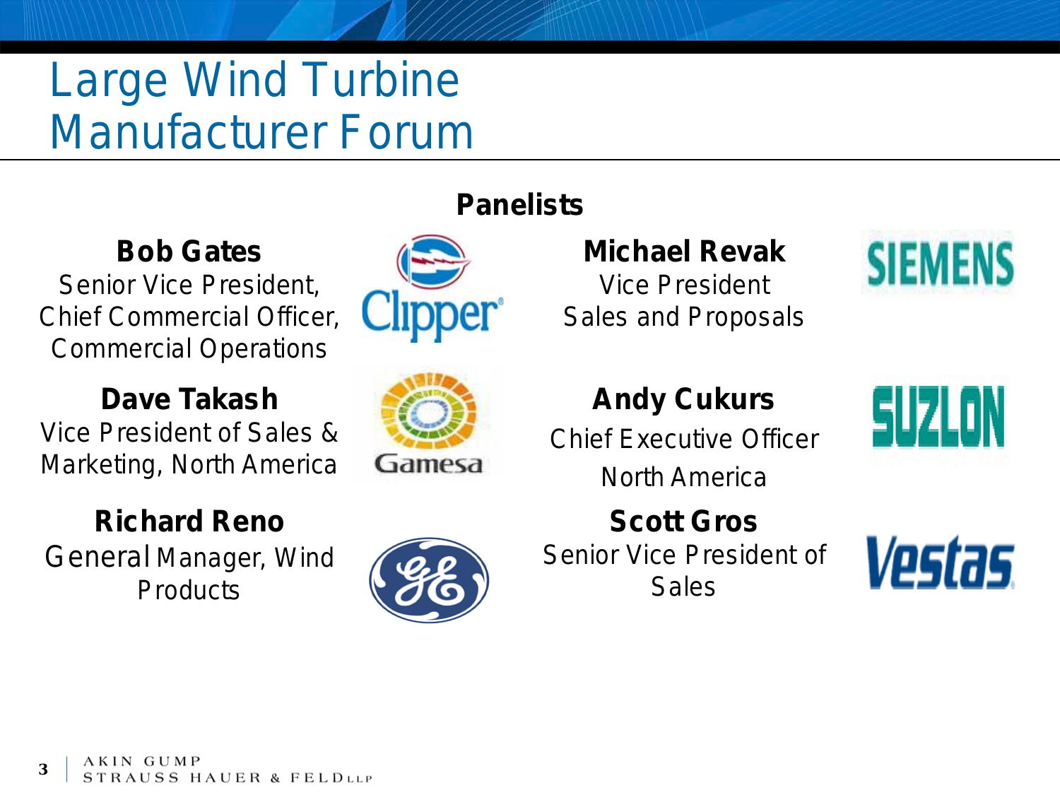# Large Wind Turbine Manufacturer Forum

## Panelists

**Bob Gates**
Senior Vice President,
Chief Commercial Officer,
Commercial Operations

Clipper

**Michael Revak**
Vice President
Sales and Proposals

SIEMENS

**Dave Takash**
Vice President of Sales &
Marketing, North America

Gamesa

**Andy Cukurs**
Chief Executive Officer
North America

SUZLON

**Richard Reno**
General Manager, Wind
Products

GE

**Scott Gros**
Senior Vice President of
Sales

Vestas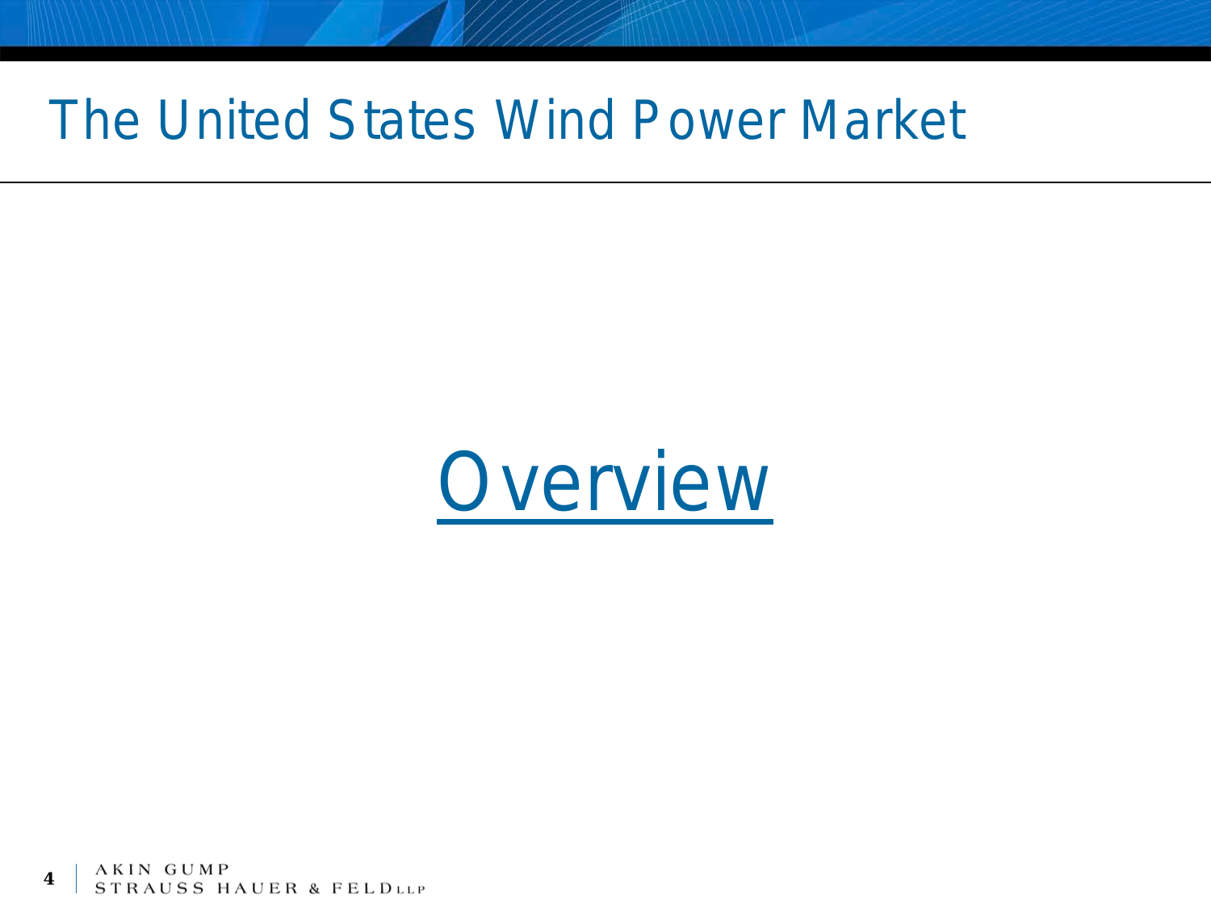# The United States Wind Power Market

## Overview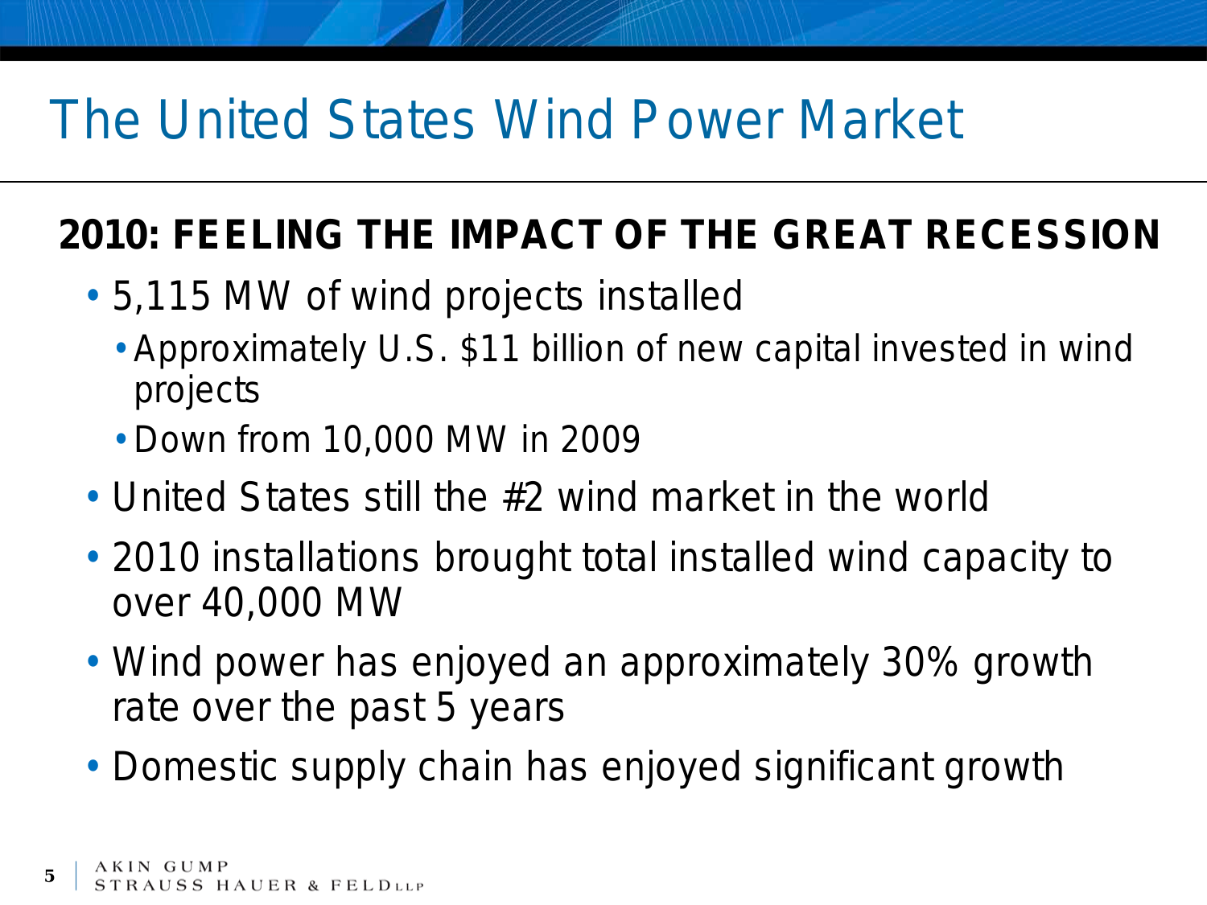# The United States Wind Power Market

## 2010: FEELING THE IMPACT OF THE GREAT RECESSION

- 5,115 MW of wind projects installed
  - Approximately U.S. $11 billion of new capital invested in wind projects
  - Down from 10,000 MW in 2009
- United States still the #2 wind market in the world
- 2010 installations brought total installed wind capacity to over 40,000 MW
- Wind power has enjoyed an approximately 30% growth rate over the past 5 years
- Domestic supply chain has enjoyed significant growth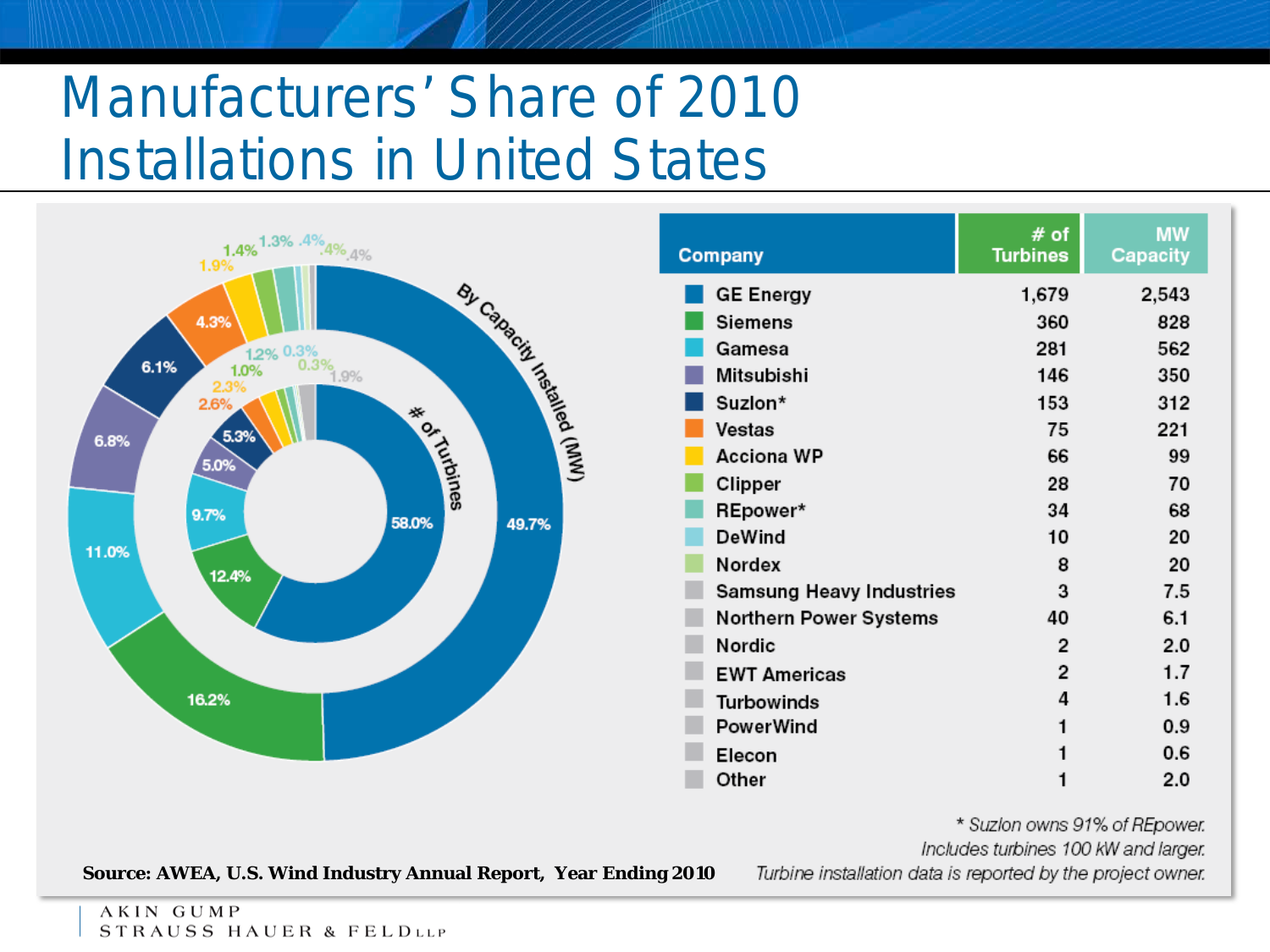# Manufacturers' Share of 2010 Installations in United States

By Capacity Installed (MW): GE Energy 49.7%, Siemens 16.2%, Gamesa 11.0%, Mitsubishi 6.8%, Suzlon 6.1%, Vestas 4.3%, Acciona WP 1.9%, Clipper 1.4%, REpower 1.3%, DeWind .4%, Nordex .4%, Other .4%

\# of Turbines: GE Energy 58.0%, Siemens 12.4%, Gamesa 9.7%, Mitsubishi 5.0%, Suzlon 5.3%, Vestas 2.6%, Acciona WP 2.3%, Clipper 1.0%, REpower 1.2%, DeWind 0.3%, Nordex 0.3%, Other 1.9%

| Company | # of Turbines | MW Capacity |
|---|---|---|
| GE Energy | 1,679 | 2,543 |
| Siemens | 360 | 828 |
| Gamesa | 281 | 562 |
| Mitsubishi | 146 | 350 |
| Suzlon* | 153 | 312 |
| Vestas | 75 | 221 |
| Acciona WP | 66 | 99 |
| Clipper | 28 | 70 |
| REpower* | 34 | 68 |
| DeWind | 10 | 20 |
| Nordex | 8 | 20 |
| Samsung Heavy Industries | 3 | 7.5 |
| Northern Power Systems | 40 | 6.1 |
| Nordic | 2 | 2.0 |
| EWT Americas | 2 | 1.7 |
| Turbowinds | 4 | 1.6 |
| PowerWind | 1 | 0.9 |
| Elecon | 1 | 0.6 |
| Other | 1 | 2.0 |

*\* Suzlon owns 91% of REpower.*
*Includes turbines 100 kW and larger.*
*Turbine installation data is reported by the project owner.*

**Source: AWEA, U.S. Wind Industry Annual Report, Year Ending 2010**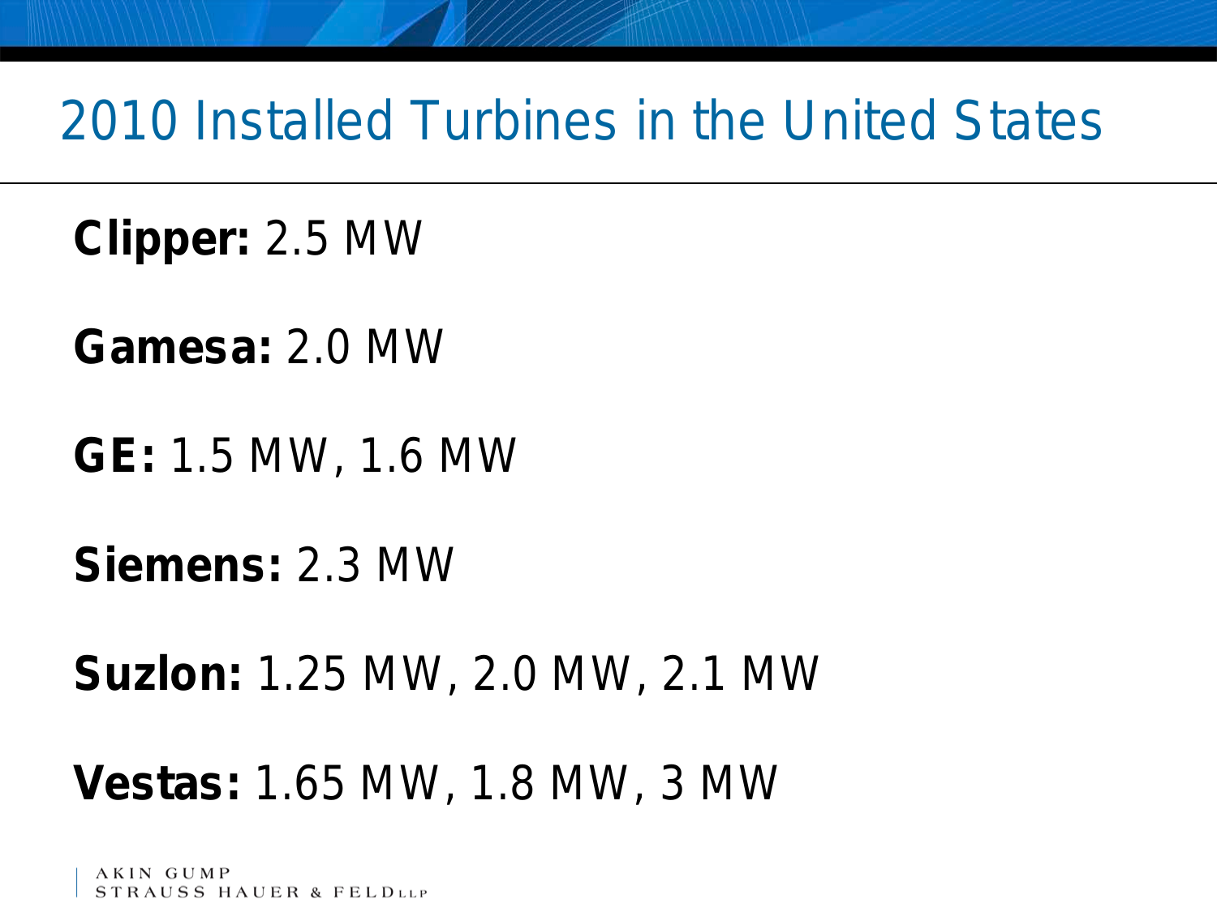# 2010 Installed Turbines in the United States

**Clipper:** 2.5 MW

**Gamesa:** 2.0 MW

**GE:** 1.5 MW, 1.6 MW

**Siemens:** 2.3 MW

**Suzlon:** 1.25 MW, 2.0 MW, 2.1 MW

**Vestas:** 1.65 MW, 1.8 MW, 3 MW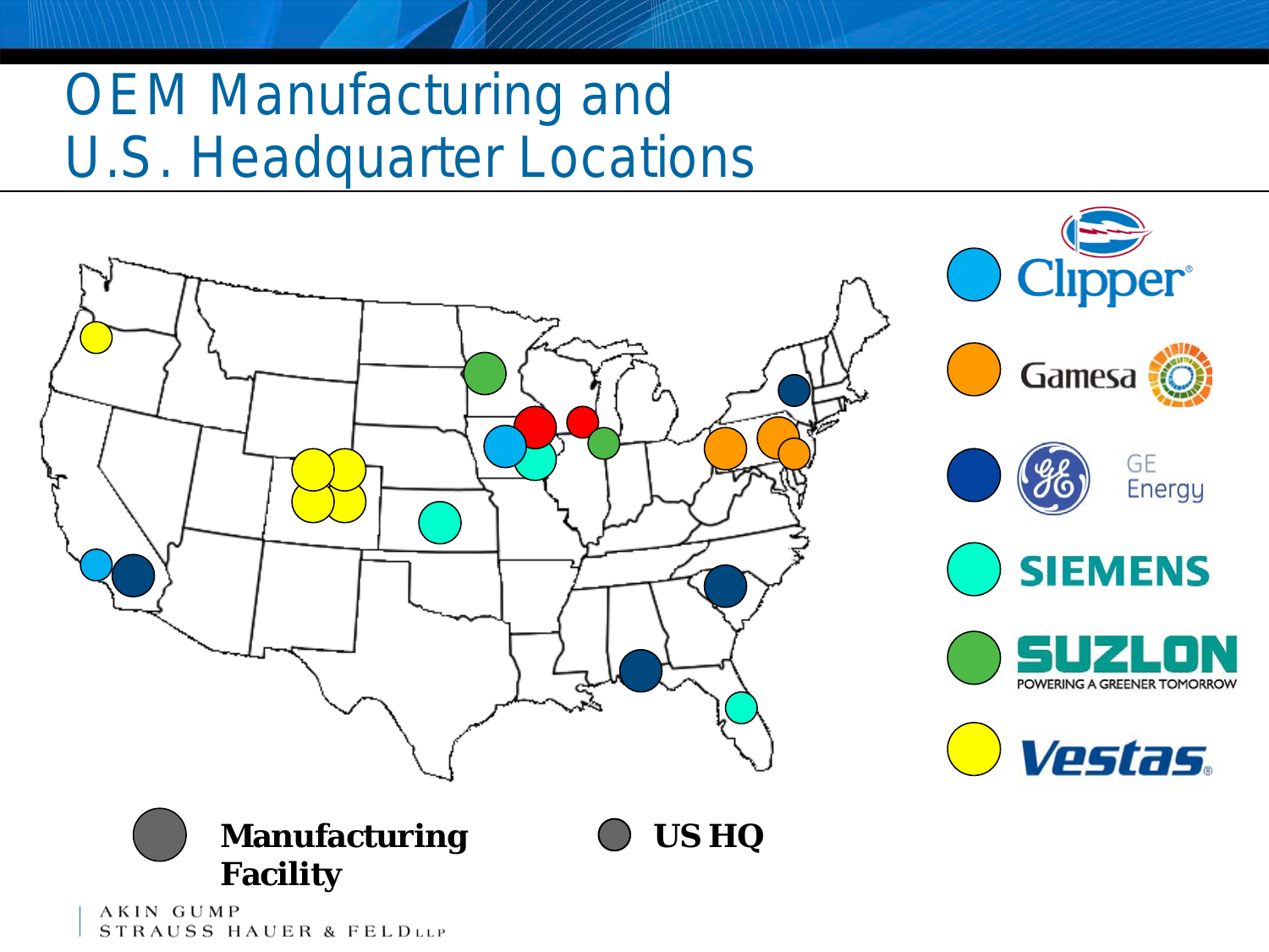# OEM Manufacturing and U.S. Headquarter Locations

Clipper

Gamesa

GE Energy

SIEMENS

SUZLON
POWERING A GREENER TOMORROW

Vestas

Manufacturing Facility

US HQ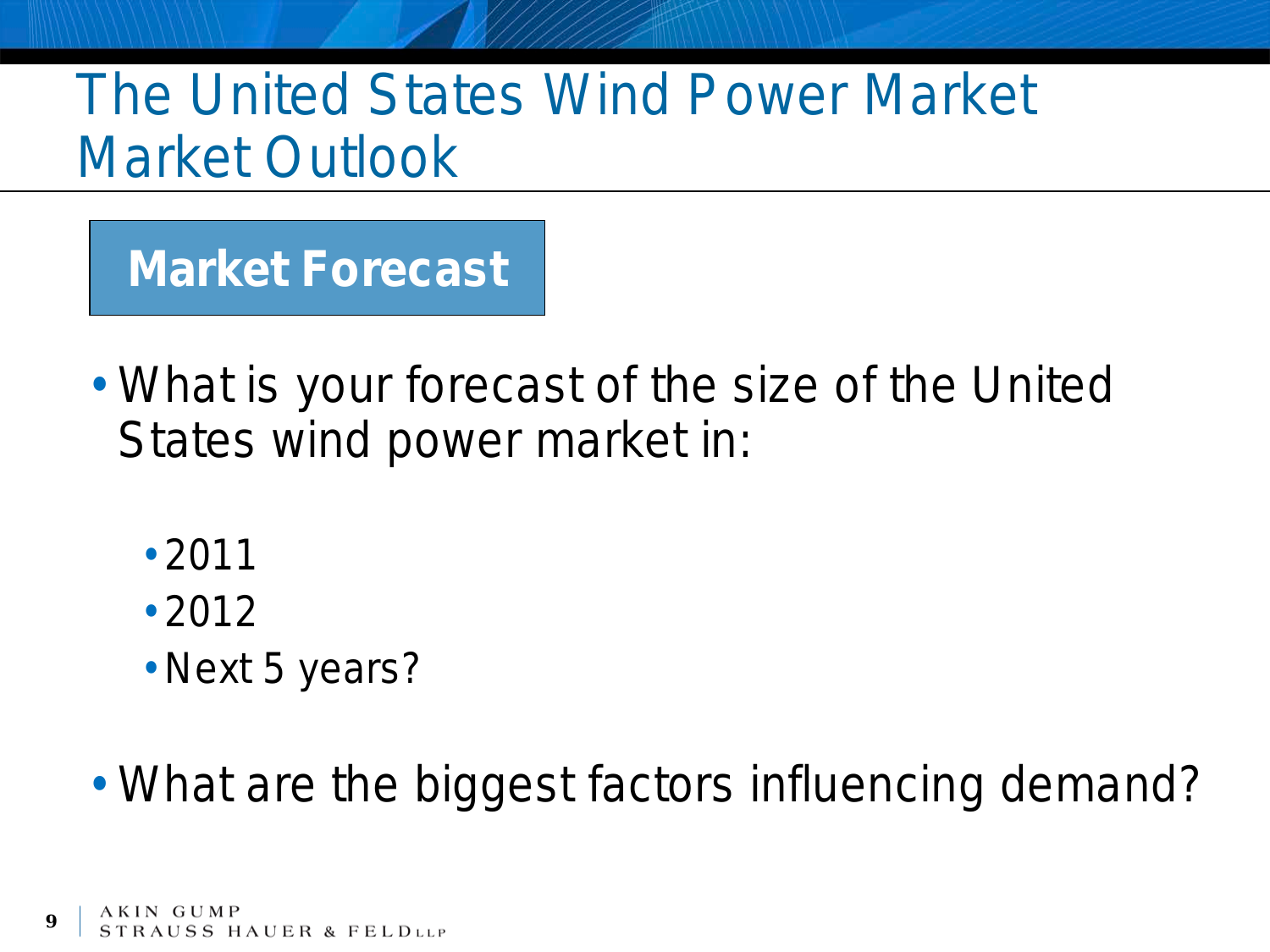# The United States Wind Power Market
## Market Outlook

### Market Forecast

- What is your forecast of the size of the United States wind power market in:
  - 2011
  - 2012
  - Next 5 years?
- What are the biggest factors influencing demand?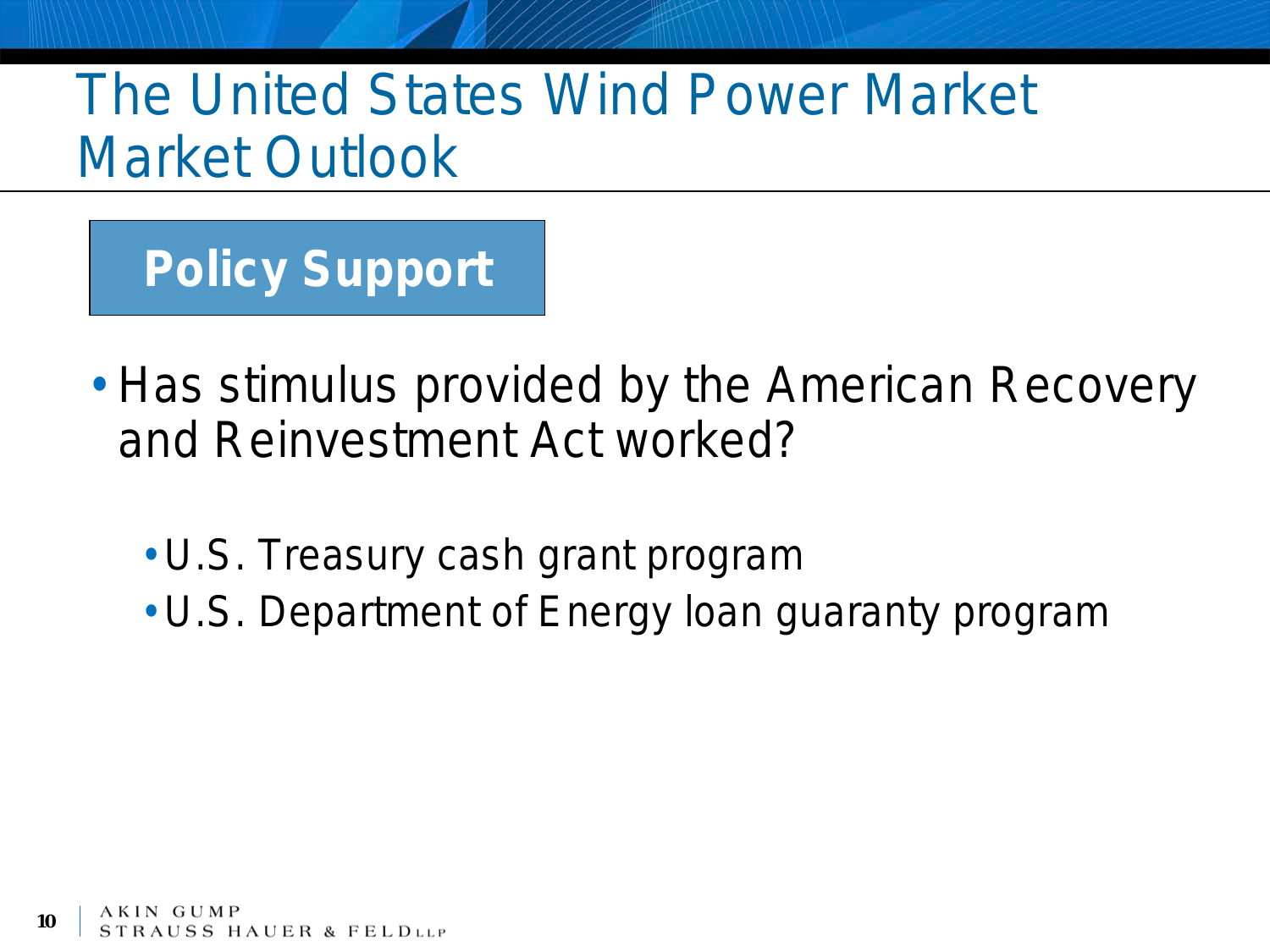# The United States Wind Power Market
## Market Outlook

### Policy Support

- Has stimulus provided by the American Recovery and Reinvestment Act worked?
  - U.S. Treasury cash grant program
  - U.S. Department of Energy loan guaranty program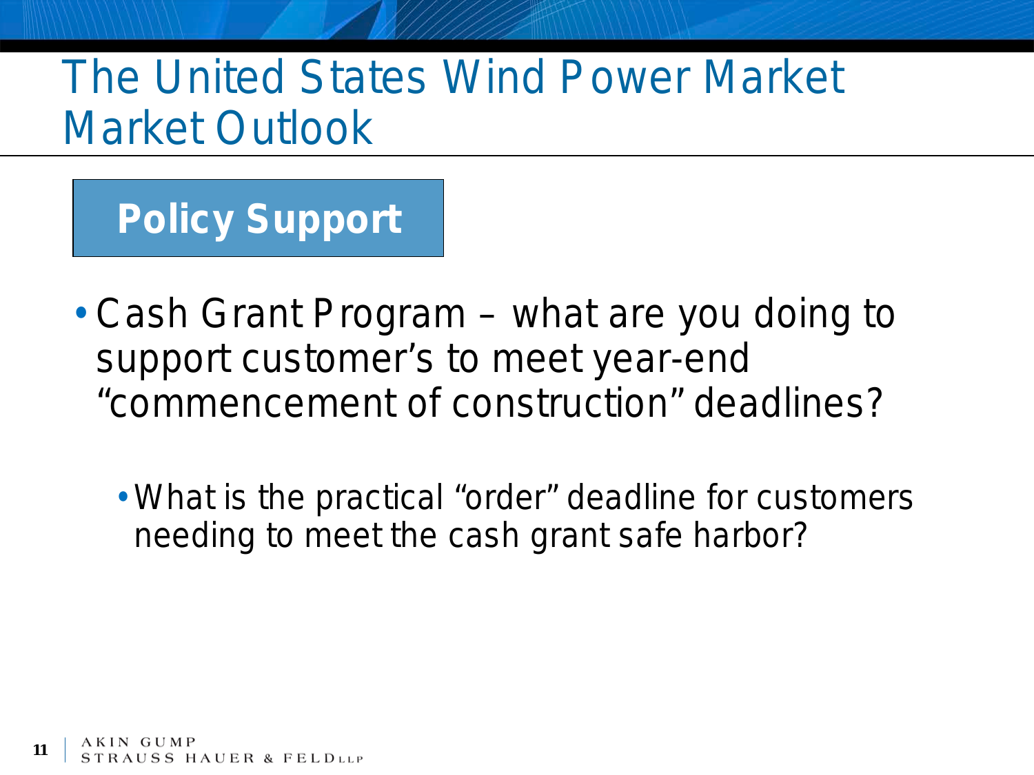# The United States Wind Power Market Market Outlook

## Policy Support

- Cash Grant Program – what are you doing to support customer's to meet year-end "commencement of construction" deadlines?
  - What is the practical "order" deadline for customers needing to meet the cash grant safe harbor?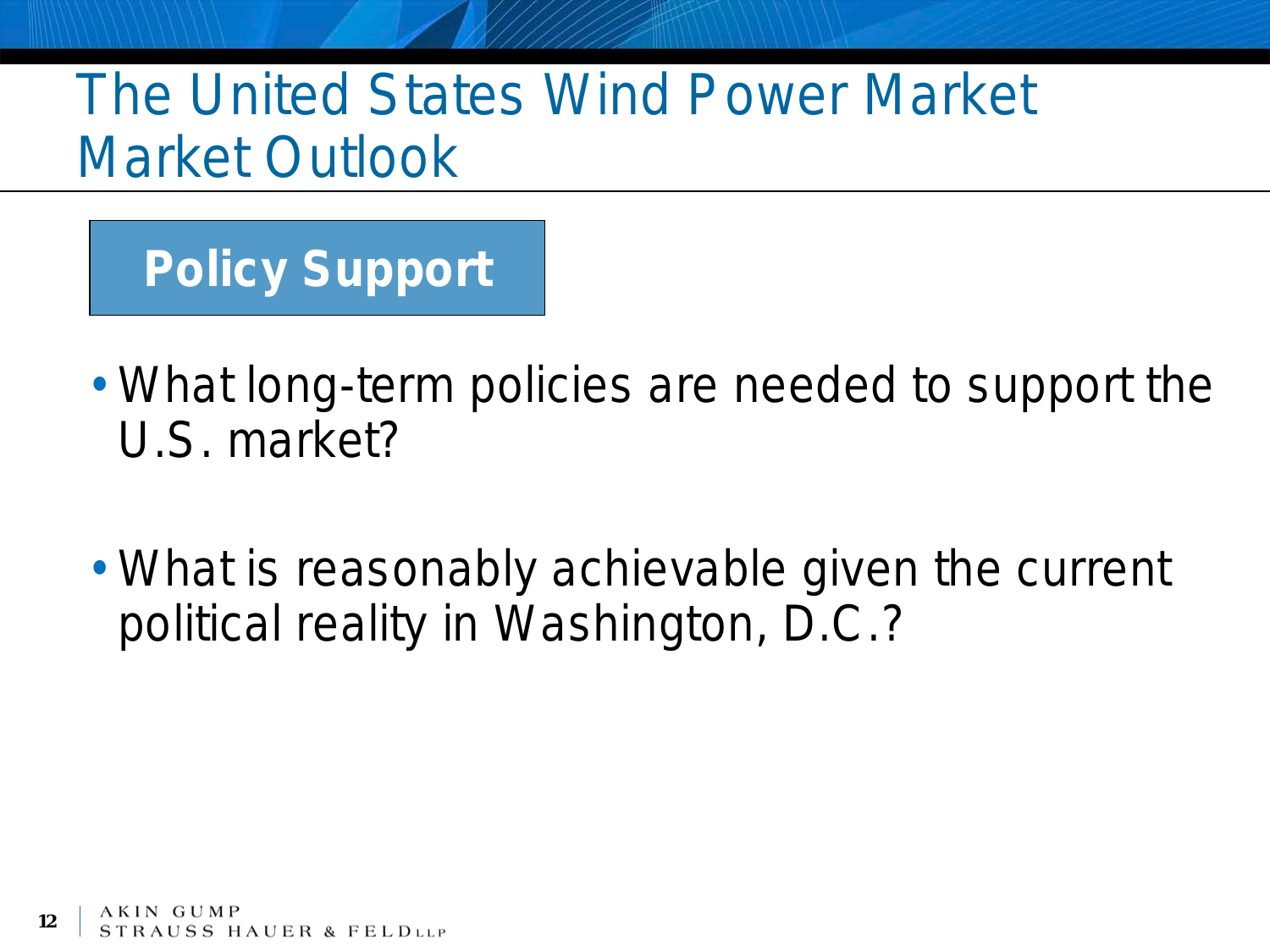# The United States Wind Power Market
## Market Outlook

### Policy Support

- What long-term policies are needed to support the U.S. market?
- What is reasonably achievable given the current political reality in Washington, D.C.?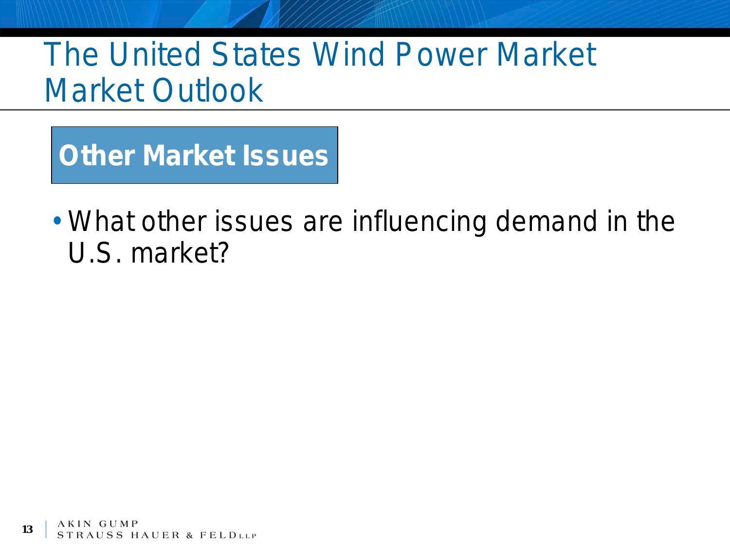# The United States Wind Power Market
## Market Outlook

### Other Market Issues

- What other issues are influencing demand in the U.S. market?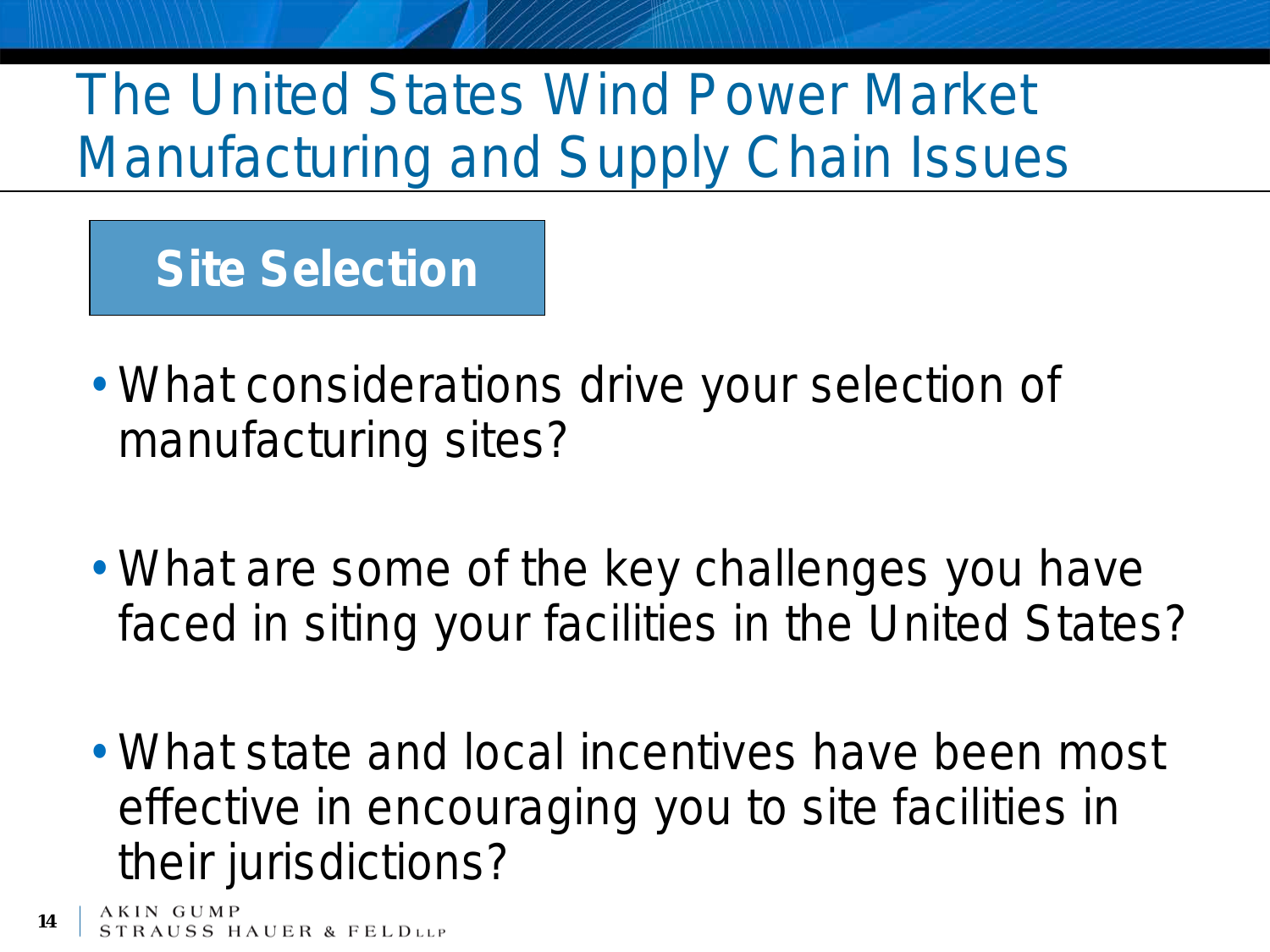# The United States Wind Power Market Manufacturing and Supply Chain Issues

## Site Selection

- What considerations drive your selection of manufacturing sites?

- What are some of the key challenges you have faced in siting your facilities in the United States?

- What state and local incentives have been most effective in encouraging you to site facilities in their jurisdictions?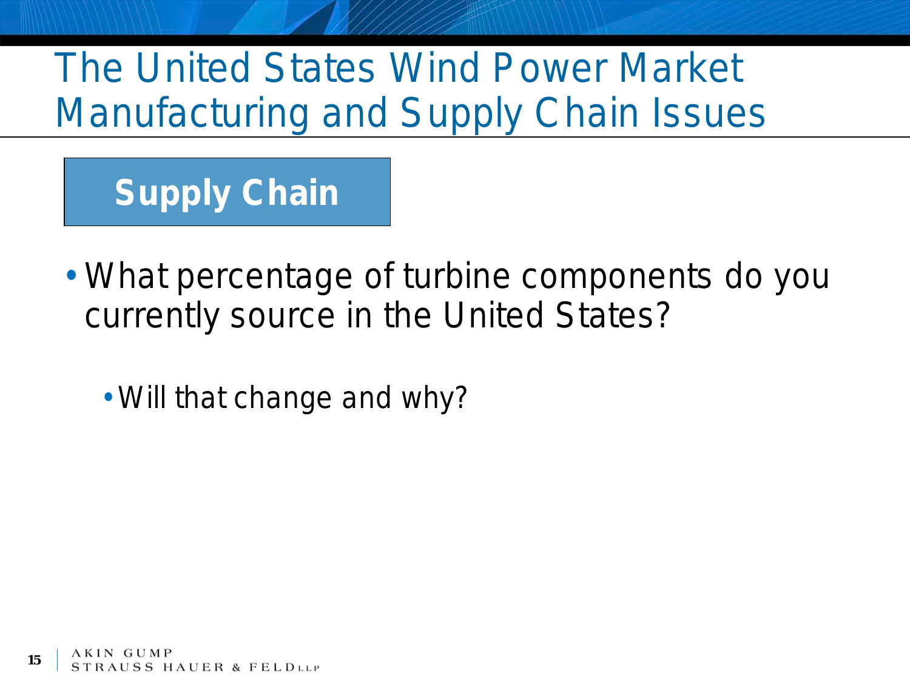# The United States Wind Power Market Manufacturing and Supply Chain Issues

## Supply Chain

- What percentage of turbine components do you currently source in the United States?
  - Will that change and why?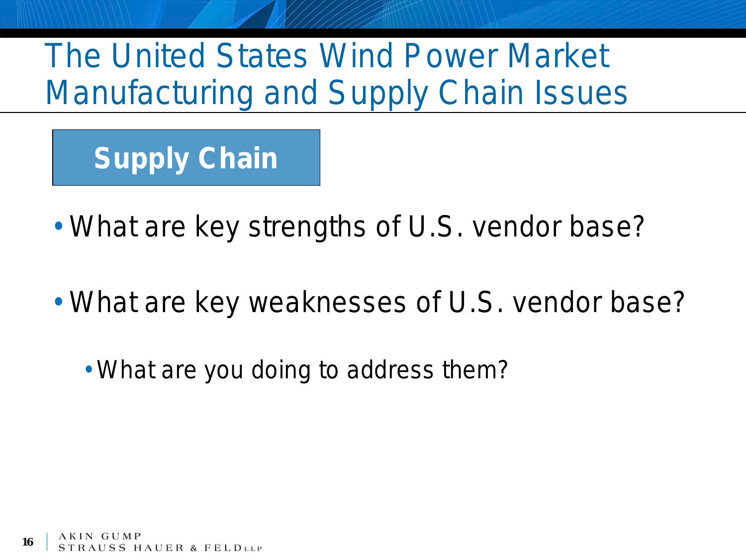# The United States Wind Power Market Manufacturing and Supply Chain Issues

## Supply Chain

- What are key strengths of U.S. vendor base?
- What are key weaknesses of U.S. vendor base?
  - What are you doing to address them?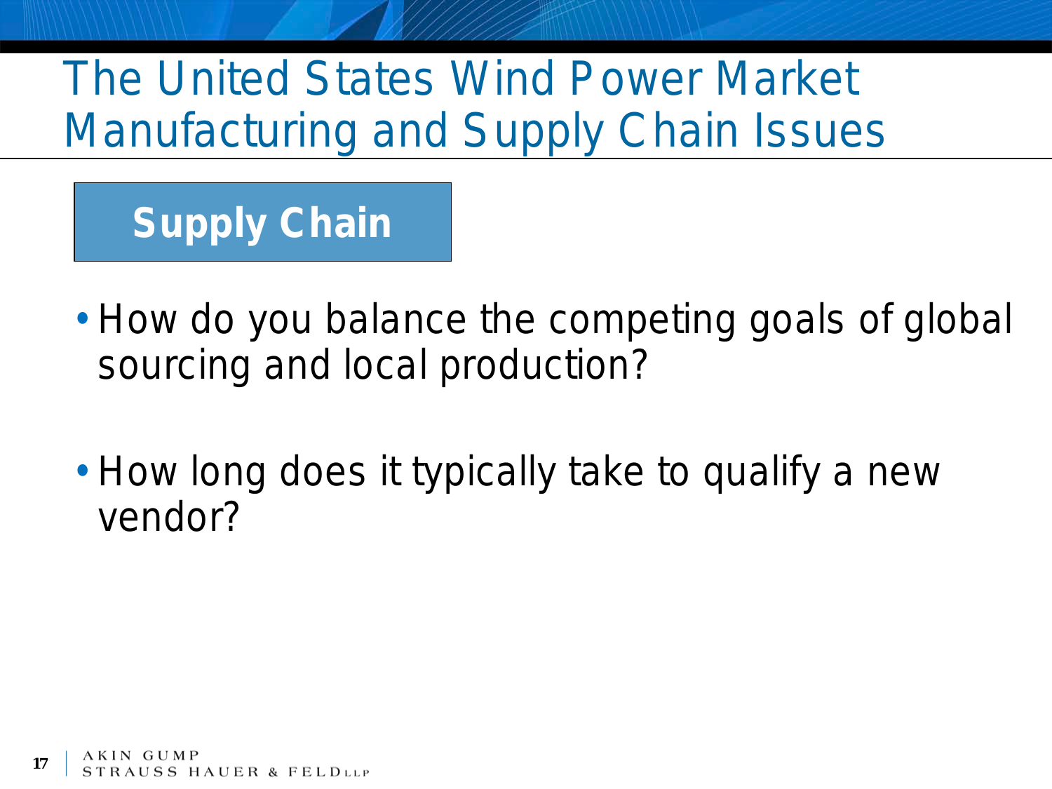# The United States Wind Power Market Manufacturing and Supply Chain Issues

## Supply Chain

- How do you balance the competing goals of global sourcing and local production?
- How long does it typically take to qualify a new vendor?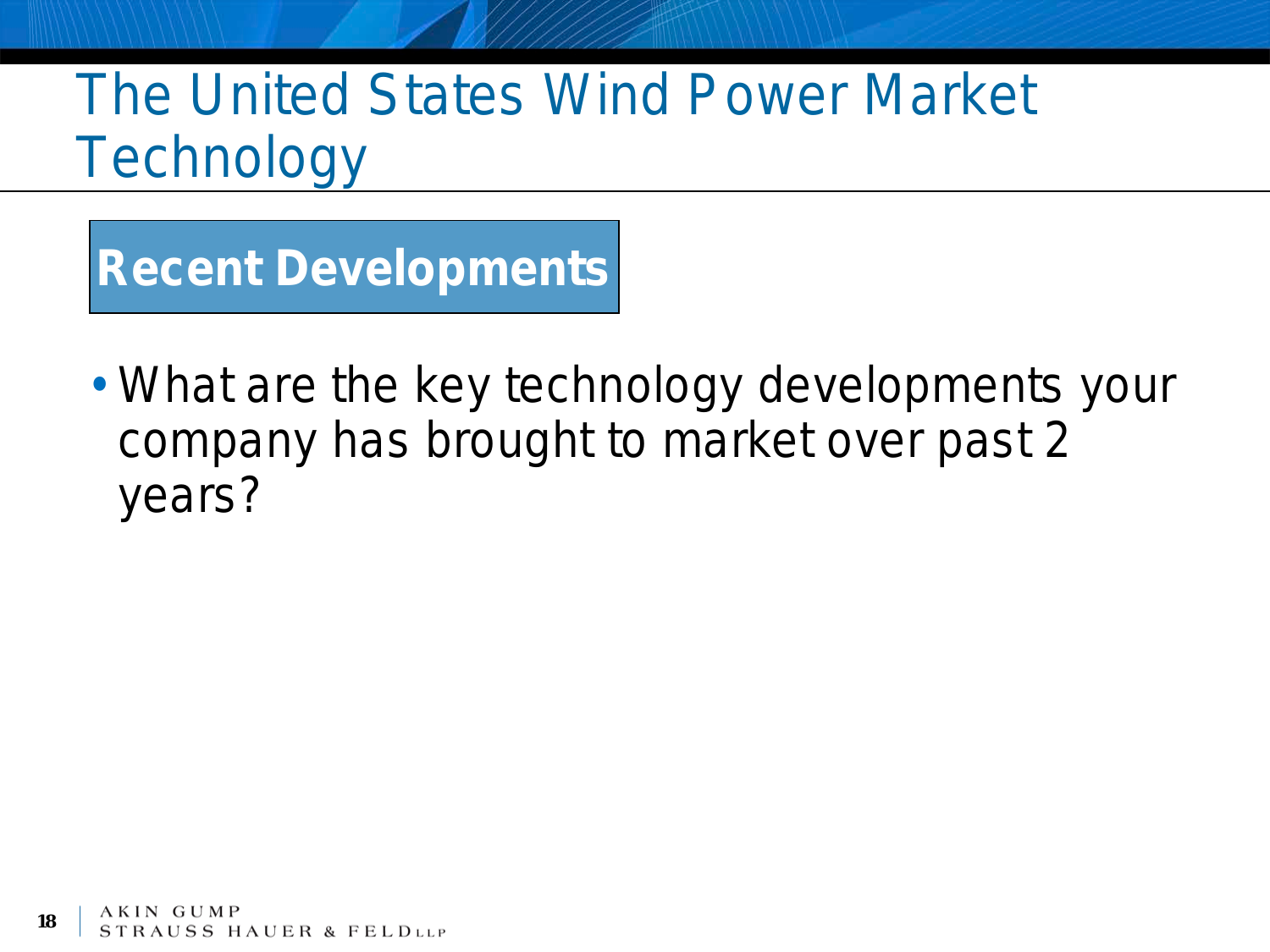# The United States Wind Power Market Technology

## Recent Developments

- What are the key technology developments your company has brought to market over past 2 years?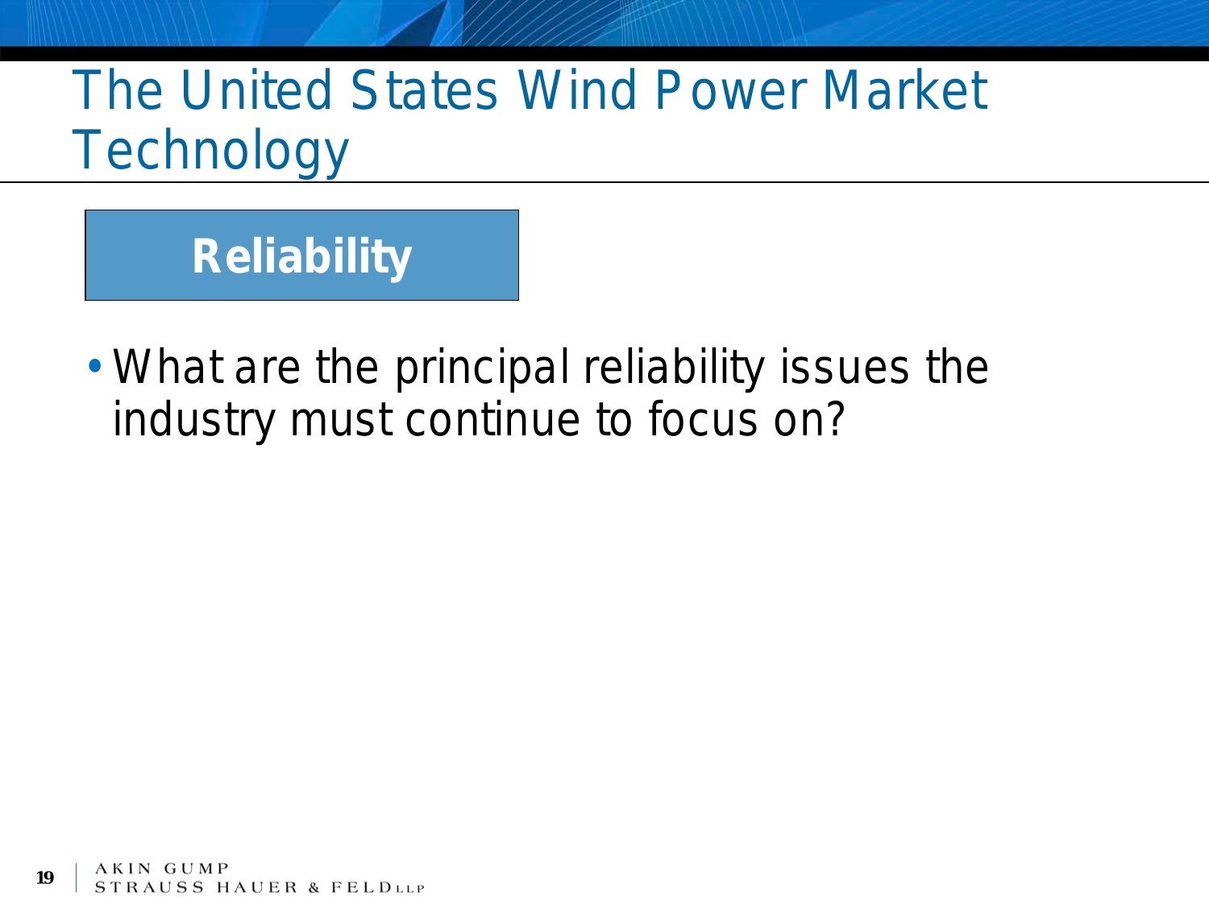# The United States Wind Power Market Technology

## Reliability

- What are the principal reliability issues the industry must continue to focus on?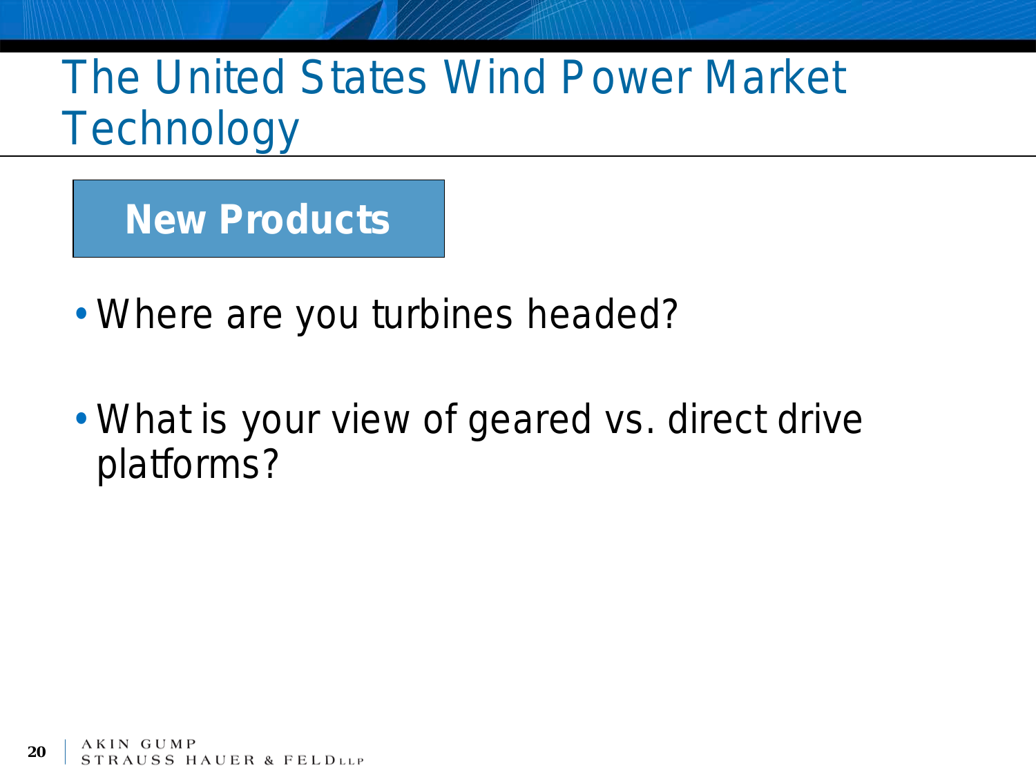# The United States Wind Power Market Technology

## New Products

- Where are you turbines headed?
- What is your view of geared vs. direct drive platforms?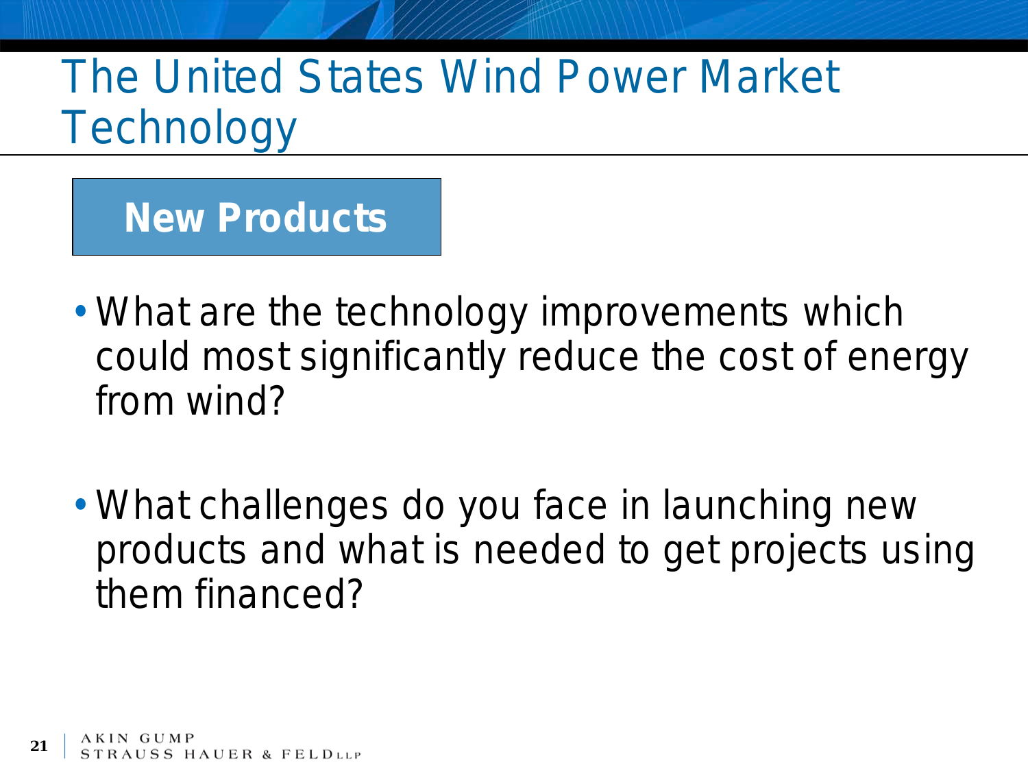# The United States Wind Power Market Technology

## New Products

- What are the technology improvements which could most significantly reduce the cost of energy from wind?

- What challenges do you face in launching new products and what is needed to get projects using them financed?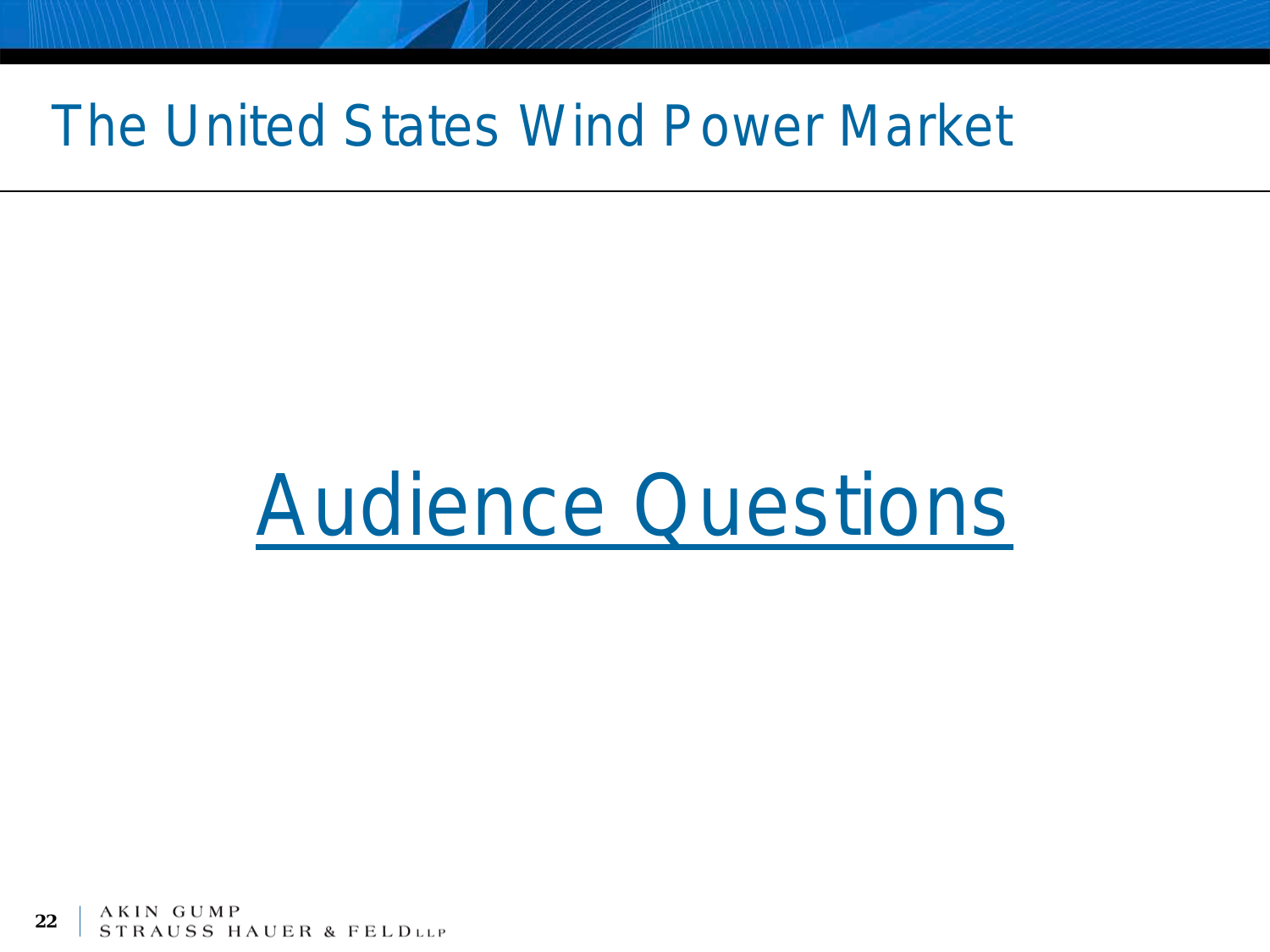# The United States Wind Power Market

## Audience Questions